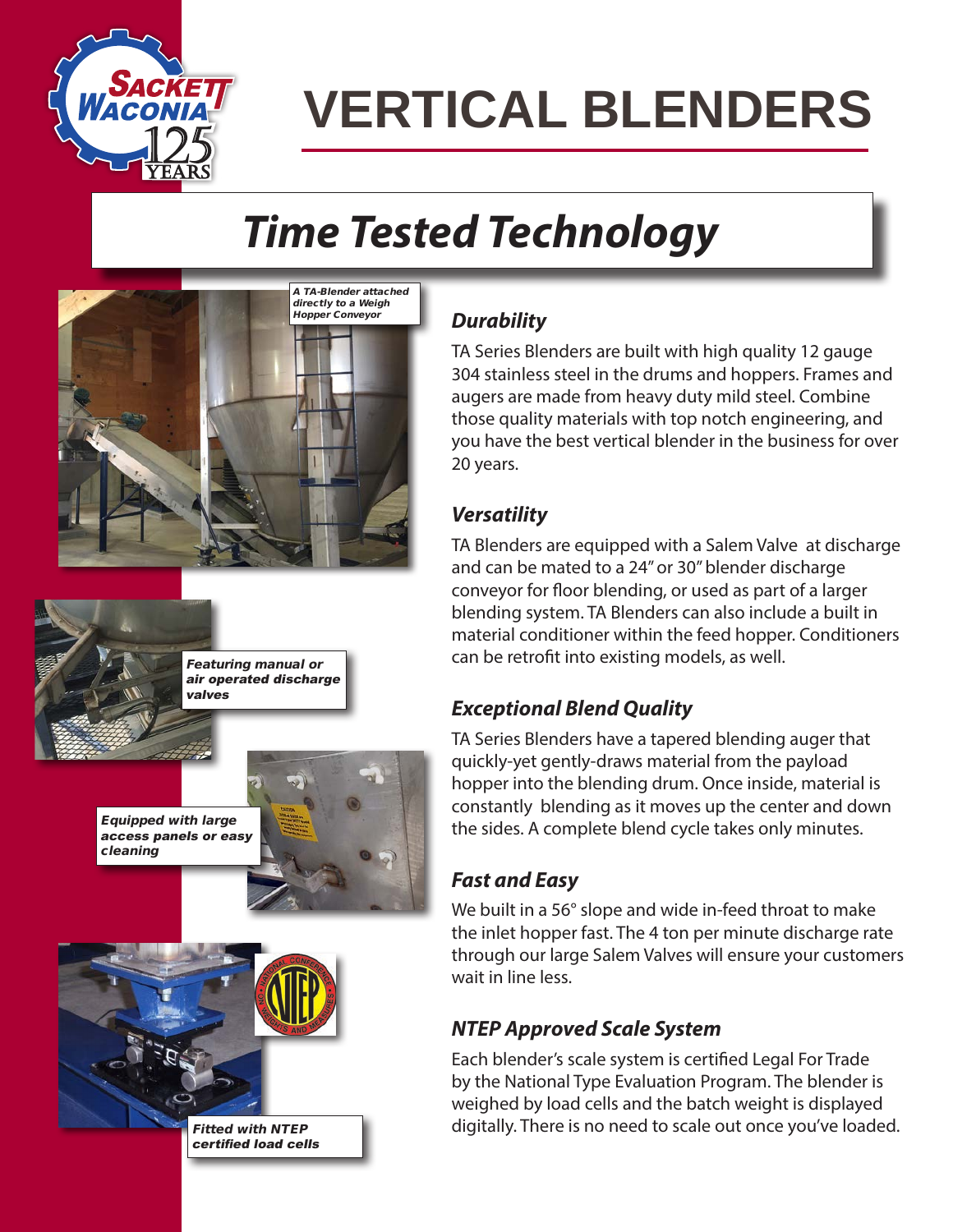# VERTICAL BLENDERS

## *Time Tested Technology*

*A TA-Blender attached directly to a Weigh Hopper Conveyor*

*Featuring manual or air operated discharge valves*

*Equipped with large access panels or easy cleaning*

*Fitted with NTEP certified load cells*

### *Durability*

TA Series Blenders are built with high quality 12 gauge 304 stainless steel in the drums and hoppers. Frames and augers are made from heavy duty mild steel. Combine those quality materials with top notch engineering, and you have the best vertical blender in the business for over 20 years.

### *Versatility*

TA Blenders are equipped with a Salem Valve at discharge and can be mated to a 24" or 30" blender discharge conveyor for floor blending, or used as part of a larger blending system. TA Blenders can also include a built in material conditioner within the feed hopper. Conditioners can be retrofit into existing models, as well.

### *Exceptional Blend Quality*

TA Series Blenders have a tapered blending auger that quickly-yet gently-draws material from the payload hopper into the blending drum. Once inside, material is constantly blending as it moves up the center and down the sides. A complete blend cycle takes only minutes.

### *Fast and Easy*

We built in a 56° slope and wide in-feed throat to make the inlet hopper fast. The 4 ton per minute discharge rate through our large Salem Valves will ensure your customers wait in line less.

### *NTEP Approved Scale System*

Each blender's scale system is certified Legal For Trade by the National Type Evaluation Program. The blender is weighed by load cells and the batch weight is displayed digitally. There is no need to scale out once you've loaded.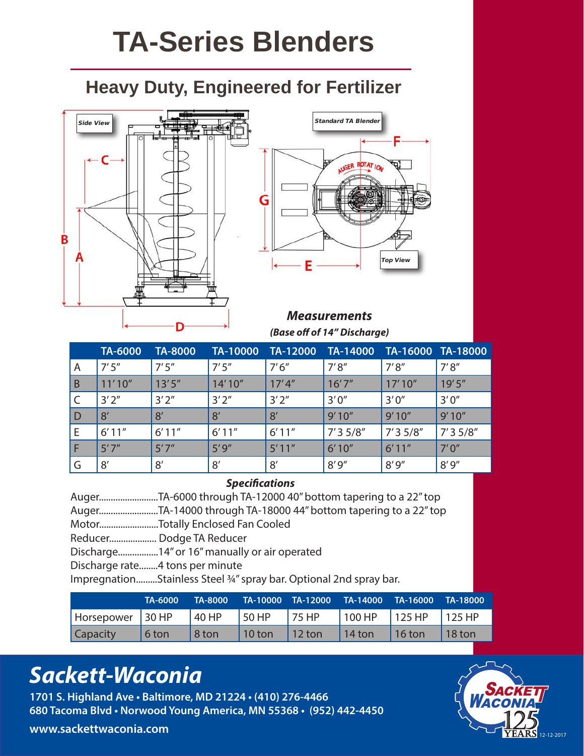# TA-Series Blenders

## Heavy Duty, Engineered for Fertilizer

Side View

Standard TA Blender

AUGER ROTATION

Top View

### Measurements

***(Base off of 14" Discharge)***

| | TA-6000 | TA-8000 | TA-10000 | TA-12000 | TA-14000 | TA-16000 | TA-18000 |
|---|---|---|---|---|---|---|---|
| A | 7' 5" | 7' 5" | 7' 5" | 7' 6" | 7' 8" | 7' 8" | 7' 8" |
| B | 11' 10" | 13' 5" | 14' 10" | 17' 4" | 16' 7" | 17' 10" | 19' 5" |
| C | 3' 2" | 3' 2" | 3' 2" | 3' 2" | 3' 0" | 3' 0" | 3' 0" |
| D | 8' | 8' | 8' | 8' | 9' 10" | 9' 10" | 9' 10" |
| E | 6' 11" | 6' 11" | 6' 11" | 6' 11" | 7' 3 5/8" | 7' 3 5/8" | 7' 3 5/8" |
| F | 5' 7" | 5' 7" | 5' 9" | 5' 11" | 6' 10" | 6' 11" | 7' 0" |
| G | 8' | 8' | 8' | 8' | 8' 9" | 8' 9" | 8' 9" |

### *Specifications*

Auger.........................TA-6000 through TA-12000 40" bottom tapering to a 22" top
Auger.........................TA-14000 through TA-18000 44" bottom tapering to a 22" top
Motor.........................Totally Enclosed Fan Cooled
Reducer.................... Dodge TA Reducer
Discharge.................14" or 16" manually or air operated
Discharge rate........4 tons per minute
Impregnation.........Stainless Steel ¾" spray bar. Optional 2nd spray bar.

| | TA-6000 | TA-8000 | TA-10000 | TA-12000 | TA-14000 | TA-16000 | TA-18000 |
|---|---|---|---|---|---|---|---|
| Horsepower | 30 HP | 40 HP | 50 HP | 75 HP | 100 HP | 125 HP | 125 HP |
| Capacity | 6 ton | 8 ton | 10 ton | 12 ton | 14 ton | 16 ton | 18 ton |

## *Sackett-Waconia*

**1701 S. Highland Ave • Baltimore, MD 21224 • (410) 276-4466**
**680 Tacoma Blvd • Norwood Young America, MN 55368 • (952) 442-4450**

**www.sackettwaconia.com**

SACKETT WACONIA 125 YEARS

12-12-2017